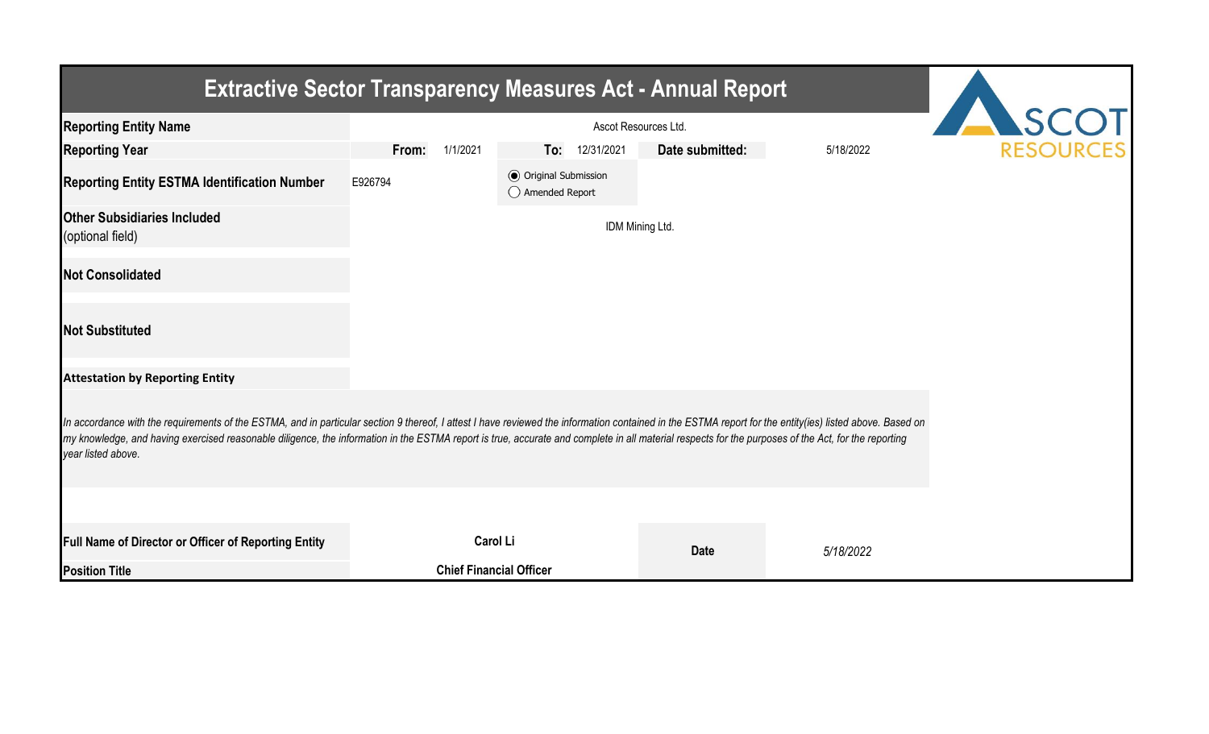# Extractive Sector Transparency Measures Act - Annual Report

| | | | | | | |
|---|---|---|---|---|---|---|
| **Reporting Entity Name** | Ascot Resources Ltd. | | | | | |
| **Reporting Year** | **From:** | 1/1/2021 | **To:** | 12/31/2021 | **Date submitted:** | 5/18/2022 |
| **Reporting Entity ESTMA Identification Number** | E926794 | | ◉ Original Submission ◯ Amended Report | | | |
| **Other Subsidiaries Included** (optional field) | IDM Mining Ltd. | | | | | |
| **Not Consolidated** | | | | | | |
| **Not Substituted** | | | | | | |

**Attestation by Reporting Entity**

*In accordance with the requirements of the ESTMA, and in particular section 9 thereof, I attest I have reviewed the information contained in the ESTMA report for the entity(ies) listed above. Based on my knowledge, and having exercised reasonable diligence, the information in the ESTMA report is true, accurate and complete in all material respects for the purposes of the Act, for the reporting year listed above.*

| | | | |
|---|---|---|---|
| **Full Name of Director or Officer of Reporting Entity** | **Carol Li** | **Date** | *5/18/2022* |
| **Position Title** | **Chief Financial Officer** | | |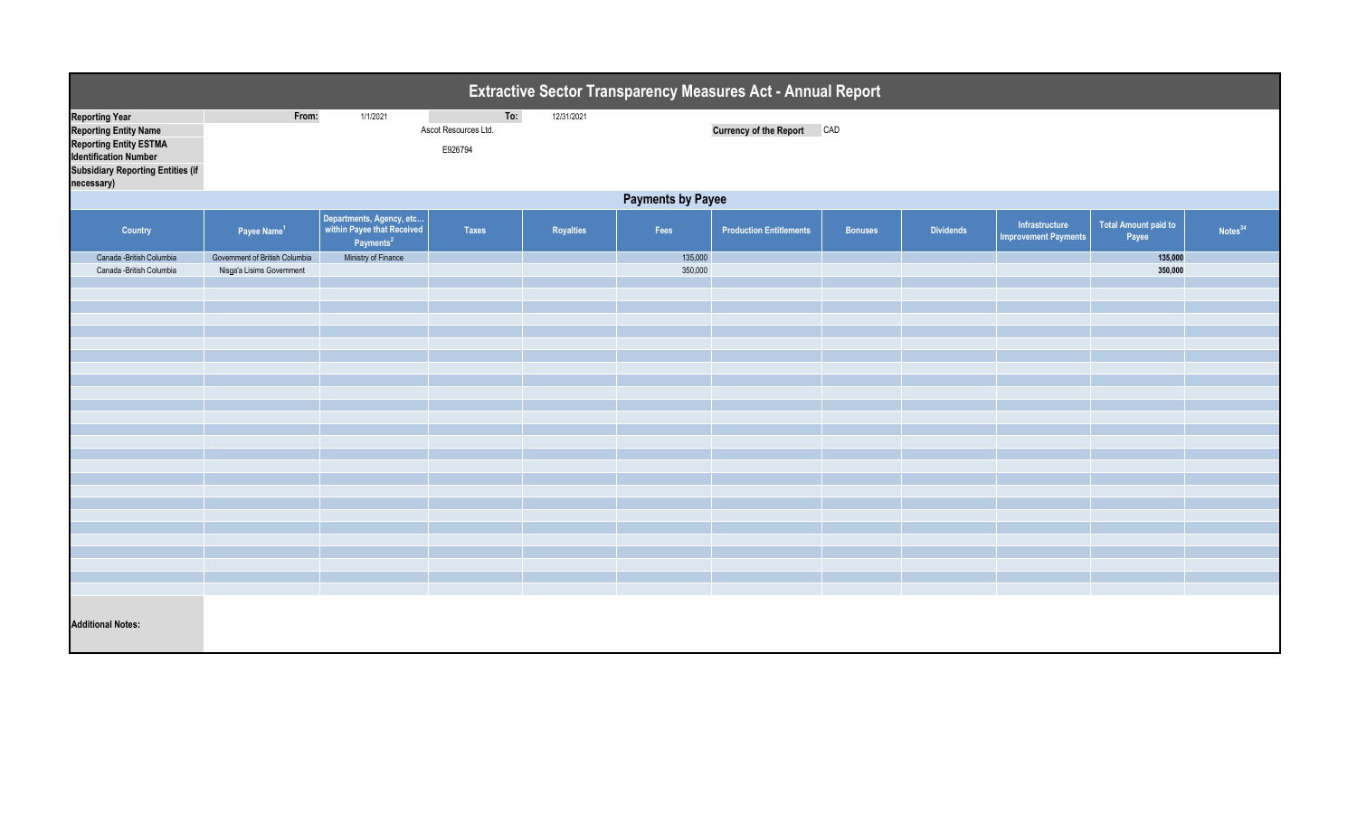# Extractive Sector Transparency Measures Act - Annual Report

| | | | | |
|---|---|---|---|---|
| **Reporting Year** | From: | 1/1/2021 | To: | 12/31/2021 |
| **Reporting Entity Name** | Ascot Resources Ltd. | | **Currency of the Report** | CAD |
| **Reporting Entity ESTMA Identification Number** | E926794 | | | |
| **Subsidiary Reporting Entities (if necessary)** | | | | |

## Payments by Payee

| Country | Payee Name[1] | Departments, Agency, etc... within Payee that Received Payments[2] | Taxes | Royalties | Fees | Production Entitlements | Bonuses | Dividends | Infrastructure Improvement Payments | Total Amount paid to Payee | Notes[34] |
|---|---|---|---|---|---|---|---|---|---|---|---|
| Canada -British Columbia | Government of British Columbia | Ministry of Finance | | | 135,000 | | | | | **135,000** | |
| Canada -British Columbia | Nisga'a Lisims Government | | | | 350,000 | | | | | **350,000** | |

**Additional Notes:**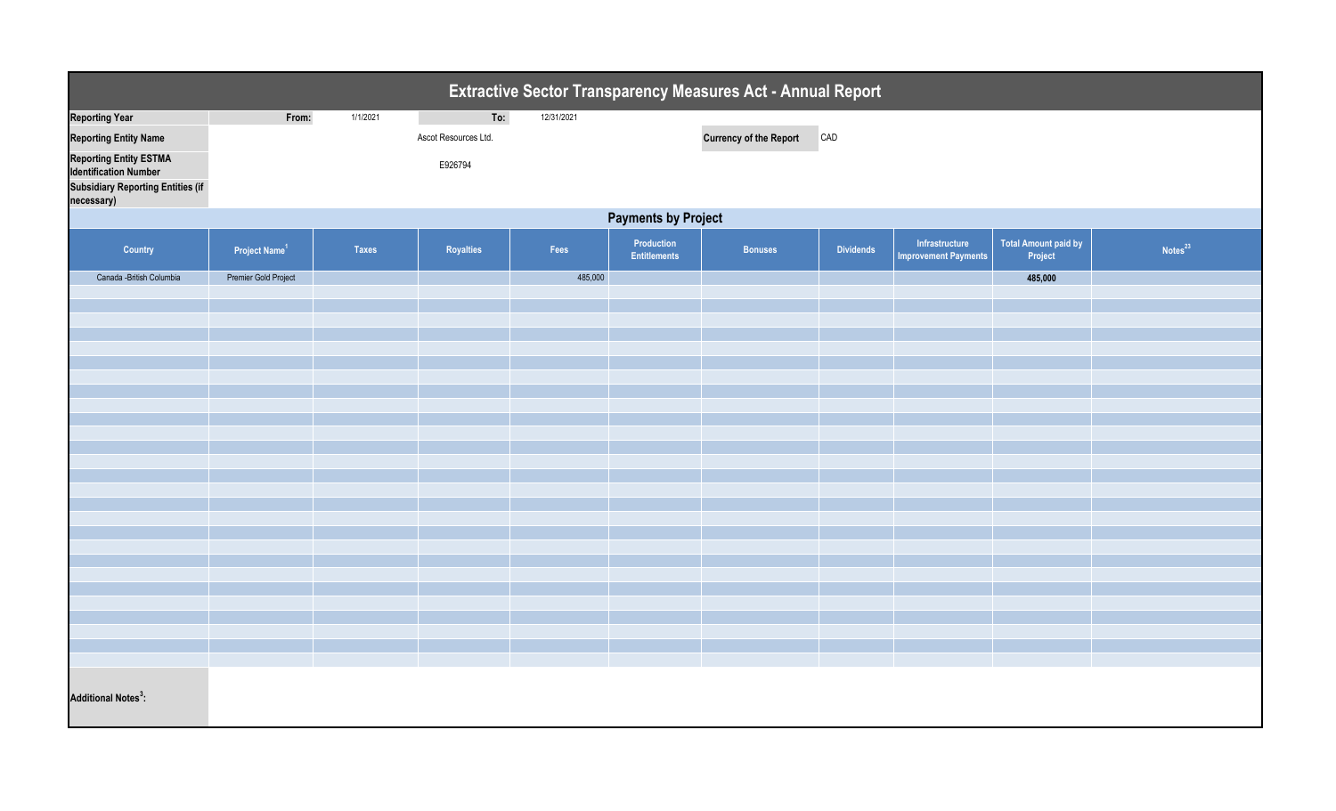# Extractive Sector Transparency Measures Act - Annual Report

| | | | | | | |
|---|---|---|---|---|---|---|
| **Reporting Year** | **From:** | 1/1/2021 | **To:** | 12/31/2021 | | |
| **Reporting Entity Name** | | Ascot Resources Ltd. | | | **Currency of the Report** | CAD |
| **Reporting Entity ESTMA Identification Number** | | E926794 | | | | |
| **Subsidiary Reporting Entities (if necessary)** | | | | | | |

## Payments by Project

| Country | Project Name[1] | Taxes | Royalties | Fees | Production Entitlements | Bonuses | Dividends | Infrastructure Improvement Payments | Total Amount paid by Project | Notes[23] |
|---|---|---|---|---|---|---|---|---|---|---|
| Canada -British Columbia | Premier Gold Project | | | 485,000 | | | | | **485,000** | |

**Additional Notes[3]:**